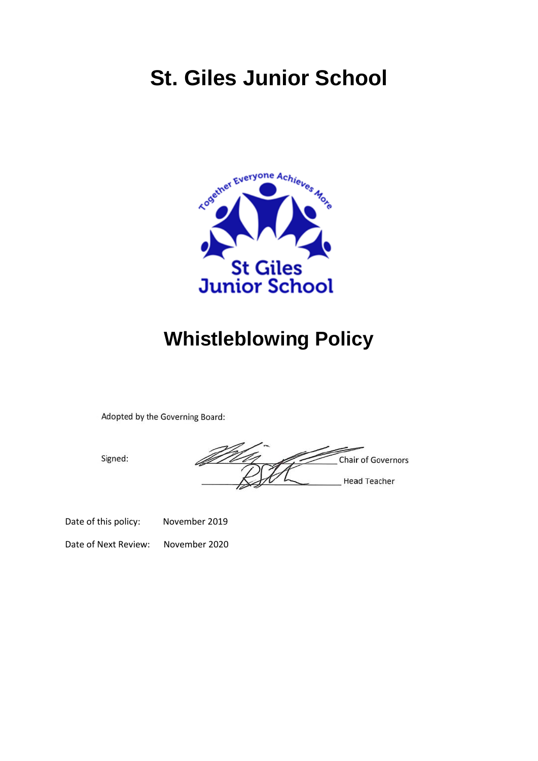# St. Giles Junior School

# Whistleblowing Policy

Adopted by the Governing Board:

Signed: \_\_\_\_\_\_\_\_\_\_\_\_\_\_\_\_\_\_\_\_ Chair of Governors

\_\_\_\_\_\_\_\_\_\_\_\_\_\_\_\_\_\_\_\_ Head Teacher

Date of this policy: November 2019

Date of Next Review: November 2020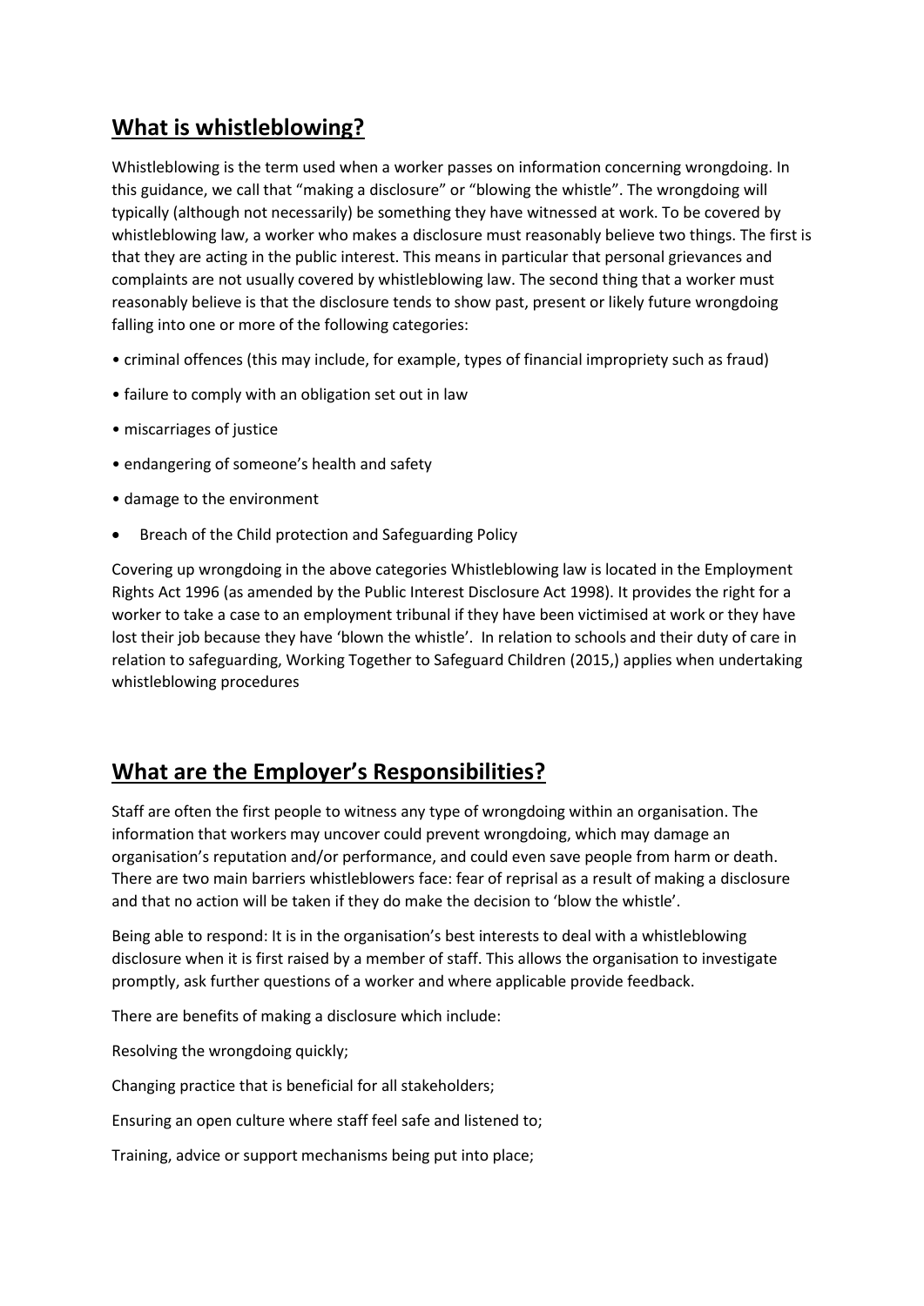## What is whistleblowing?

Whistleblowing is the term used when a worker passes on information concerning wrongdoing. In this guidance, we call that "making a disclosure" or "blowing the whistle". The wrongdoing will typically (although not necessarily) be something they have witnessed at work. To be covered by whistleblowing law, a worker who makes a disclosure must reasonably believe two things. The first is that they are acting in the public interest. This means in particular that personal grievances and complaints are not usually covered by whistleblowing law. The second thing that a worker must reasonably believe is that the disclosure tends to show past, present or likely future wrongdoing falling into one or more of the following categories:

- criminal offences (this may include, for example, types of financial impropriety such as fraud)
- failure to comply with an obligation set out in law
- miscarriages of justice
- endangering of someone's health and safety
- damage to the environment
- Breach of the Child protection and Safeguarding Policy

Covering up wrongdoing in the above categories Whistleblowing law is located in the Employment Rights Act 1996 (as amended by the Public Interest Disclosure Act 1998). It provides the right for a worker to take a case to an employment tribunal if they have been victimised at work or they have lost their job because they have 'blown the whistle'. In relation to schools and their duty of care in relation to safeguarding, Working Together to Safeguard Children (2015,) applies when undertaking whistleblowing procedures

## What are the Employer's Responsibilities?

Staff are often the first people to witness any type of wrongdoing within an organisation. The information that workers may uncover could prevent wrongdoing, which may damage an organisation's reputation and/or performance, and could even save people from harm or death. There are two main barriers whistleblowers face: fear of reprisal as a result of making a disclosure and that no action will be taken if they do make the decision to 'blow the whistle'.

Being able to respond: It is in the organisation's best interests to deal with a whistleblowing disclosure when it is first raised by a member of staff. This allows the organisation to investigate promptly, ask further questions of a worker and where applicable provide feedback.

There are benefits of making a disclosure which include:

Resolving the wrongdoing quickly;

Changing practice that is beneficial for all stakeholders;

Ensuring an open culture where staff feel safe and listened to;

Training, advice or support mechanisms being put into place;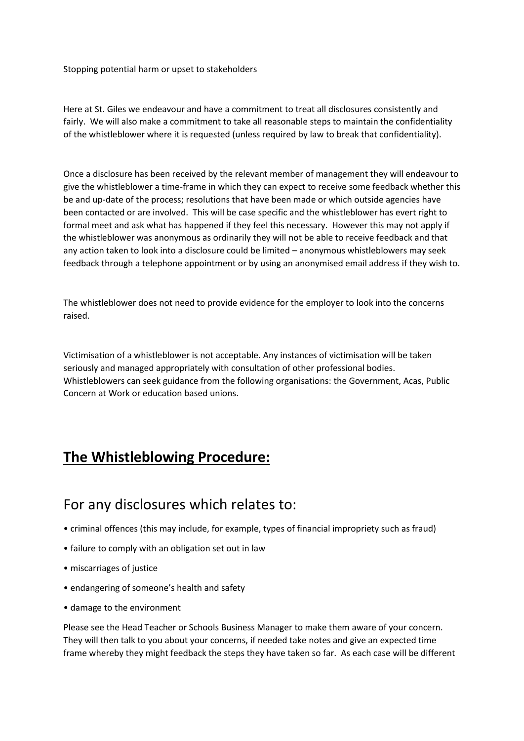Stopping potential harm or upset to stakeholders

Here at St. Giles we endeavour and have a commitment to treat all disclosures consistently and fairly. We will also make a commitment to take all reasonable steps to maintain the confidentiality of the whistleblower where it is requested (unless required by law to break that confidentiality).

Once a disclosure has been received by the relevant member of management they will endeavour to give the whistleblower a time-frame in which they can expect to receive some feedback whether this be and up-date of the process; resolutions that have been made or which outside agencies have been contacted or are involved. This will be case specific and the whistleblower has evert right to formal meet and ask what has happened if they feel this necessary. However this may not apply if the whistleblower was anonymous as ordinarily they will not be able to receive feedback and that any action taken to look into a disclosure could be limited – anonymous whistleblowers may seek feedback through a telephone appointment or by using an anonymised email address if they wish to.

The whistleblower does not need to provide evidence for the employer to look into the concerns raised.

Victimisation of a whistleblower is not acceptable. Any instances of victimisation will be taken seriously and managed appropriately with consultation of other professional bodies. Whistleblowers can seek guidance from the following organisations: the Government, Acas, Public Concern at Work or education based unions.

## **The Whistleblowing Procedure:**

## For any disclosures which relates to:

- criminal offences (this may include, for example, types of financial impropriety such as fraud)
- failure to comply with an obligation set out in law
- miscarriages of justice
- endangering of someone's health and safety
- damage to the environment

Please see the Head Teacher or Schools Business Manager to make them aware of your concern. They will then talk to you about your concerns, if needed take notes and give an expected time frame whereby they might feedback the steps they have taken so far. As each case will be different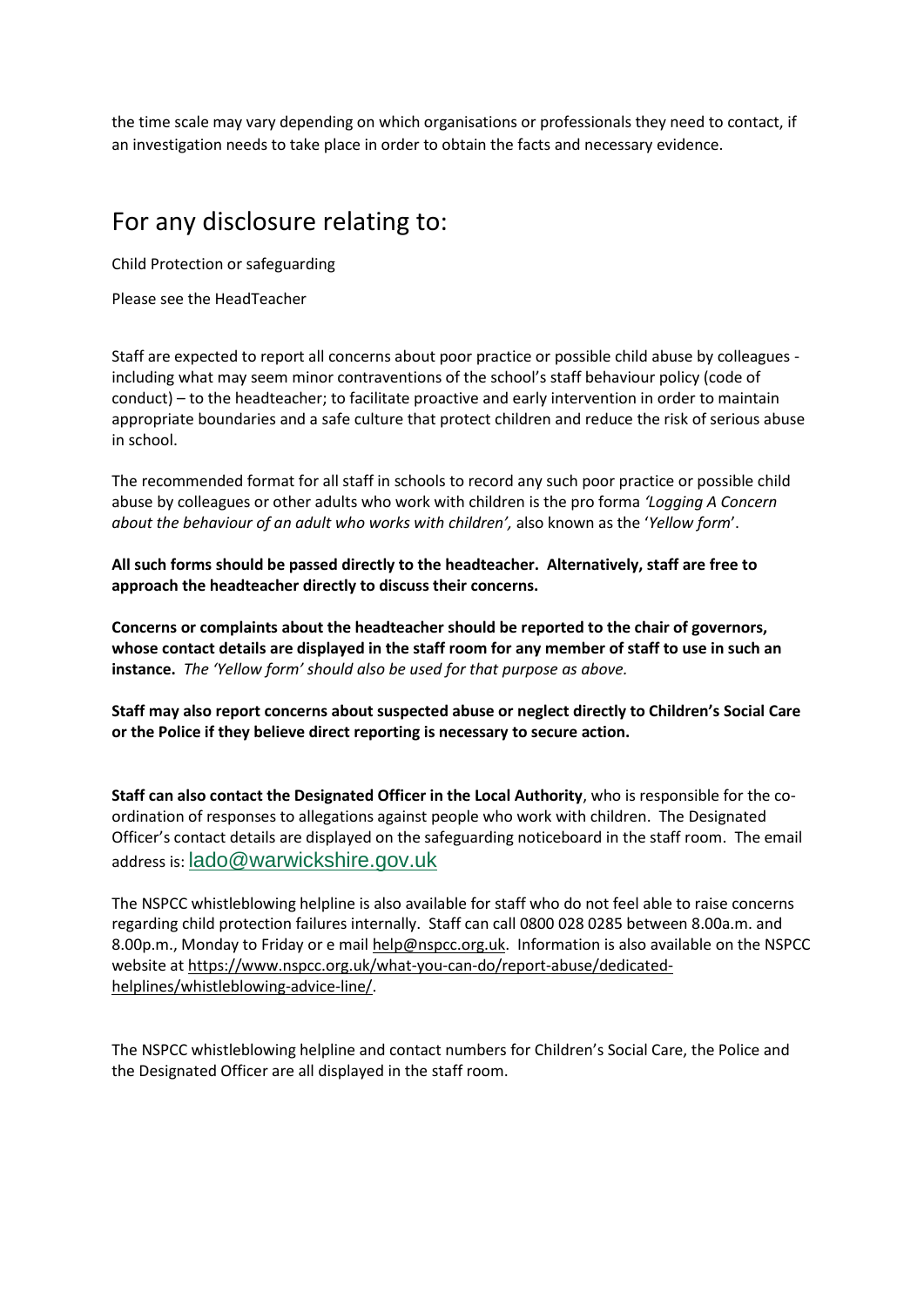the time scale may vary depending on which organisations or professionals they need to contact, if an investigation needs to take place in order to obtain the facts and necessary evidence.

# For any disclosure relating to:

Child Protection or safeguarding

Please see the HeadTeacher

Staff are expected to report all concerns about poor practice or possible child abuse by colleagues - including what may seem minor contraventions of the school's staff behaviour policy (code of conduct) – to the headteacher; to facilitate proactive and early intervention in order to maintain appropriate boundaries and a safe culture that protect children and reduce the risk of serious abuse in school.

The recommended format for all staff in schools to record any such poor practice or possible child abuse by colleagues or other adults who work with children is the pro forma *'Logging A Concern about the behaviour of an adult who works with children',* also known as the '*Yellow form*'.

**All such forms should be passed directly to the headteacher. Alternatively, staff are free to approach the headteacher directly to discuss their concerns.**

**Concerns or complaints about the headteacher should be reported to the chair of governors, whose contact details are displayed in the staff room for any member of staff to use in such an instance.** *The 'Yellow form' should also be used for that purpose as above.*

**Staff may also report concerns about suspected abuse or neglect directly to Children's Social Care or the Police if they believe direct reporting is necessary to secure action.**

**Staff can also contact the Designated Officer in the Local Authority**, who is responsible for the co-ordination of responses to allegations against people who work with children. The Designated Officer's contact details are displayed on the safeguarding noticeboard in the staff room. The email address is: lado@warwickshire.gov.uk

The NSPCC whistleblowing helpline is also available for staff who do not feel able to raise concerns regarding child protection failures internally. Staff can call 0800 028 0285 between 8.00a.m. and 8.00p.m., Monday to Friday or e mail help@nspcc.org.uk. Information is also available on the NSPCC website at https://www.nspcc.org.uk/what-you-can-do/report-abuse/dedicated-helplines/whistleblowing-advice-line/.

The NSPCC whistleblowing helpline and contact numbers for Children's Social Care, the Police and the Designated Officer are all displayed in the staff room.